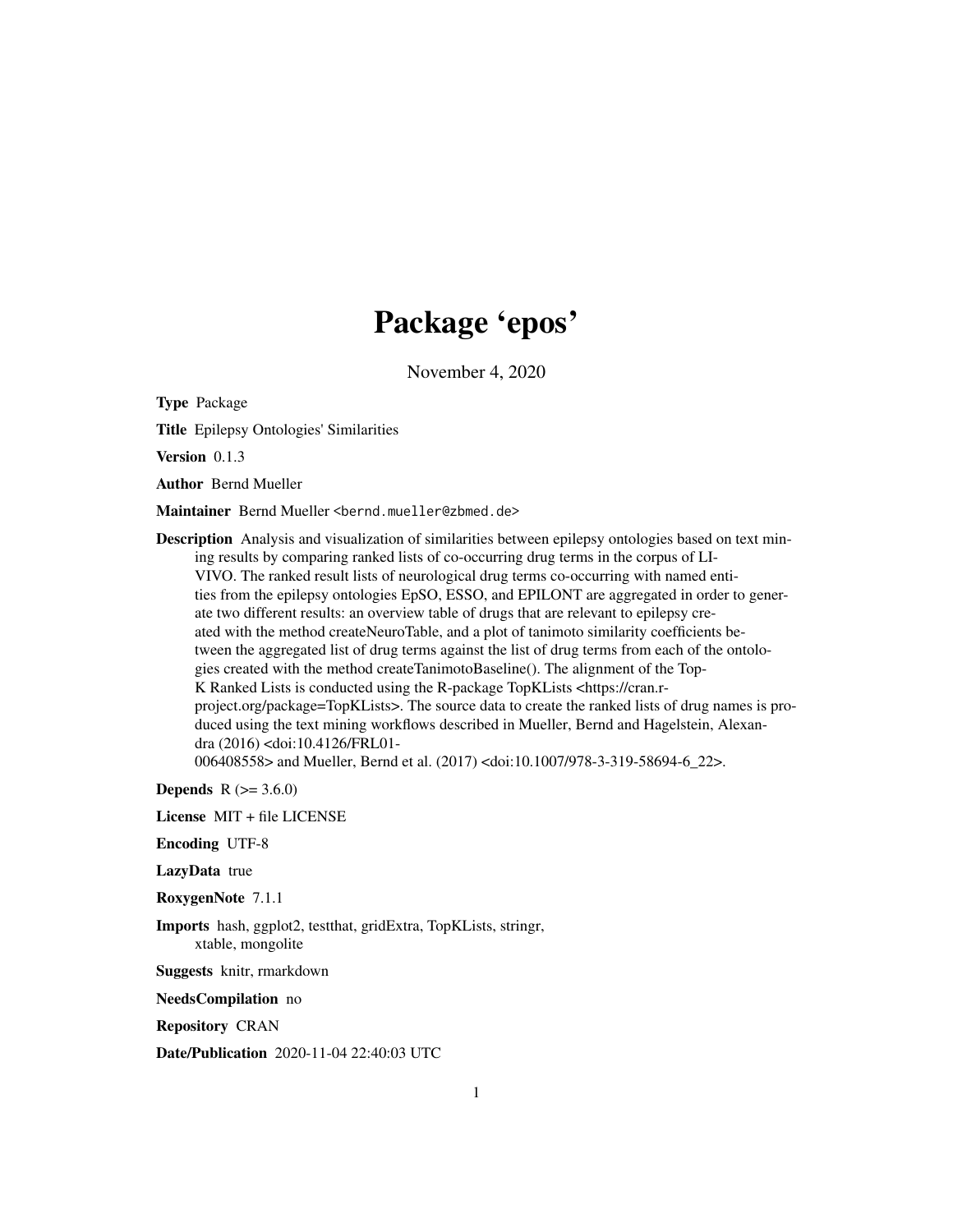# Package 'epos'

November 4, 2020

**Type** Package

**Title** Epilepsy Ontologies' Similarities

**Version** 0.1.3

**Author** Bernd Mueller

**Maintainer** Bernd Mueller <bernd.mueller@zbmed.de>

**Description** Analysis and visualization of similarities between epilepsy ontologies based on text mining results by comparing ranked lists of co-occurring drug terms in the corpus of LIVIVO. The ranked result lists of neurological drug terms co-occurring with named entities from the epilepsy ontologies EpSO, ESSO, and EPILONT are aggregated in order to generate two different results: an overview table of drugs that are relevant to epilepsy created with the method createNeuroTable, and a plot of tanimoto similarity coefficients between the aggregated list of drug terms against the list of drug terms from each of the ontologies created with the method createTanimotoBaseline(). The alignment of the Top-K Ranked Lists is conducted using the R-package TopKLists <https://cran.r-project.org/package=TopKLists>. The source data to create the ranked lists of drug names is produced using the text mining workflows described in Mueller, Bernd and Hagelstein, Alexandra (2016) <doi:10.4126/FRL01-006408558> and Mueller, Bernd et al. (2017) <doi:10.1007/978-3-319-58694-6_22>.

**Depends** R (>= 3.6.0)

**License** MIT + file LICENSE

**Encoding** UTF-8

**LazyData** true

**RoxygenNote** 7.1.1

**Imports** hash, ggplot2, testthat, gridExtra, TopKLists, stringr, xtable, mongolite

**Suggests** knitr, rmarkdown

**NeedsCompilation** no

**Repository** CRAN

**Date/Publication** 2020-11-04 22:40:03 UTC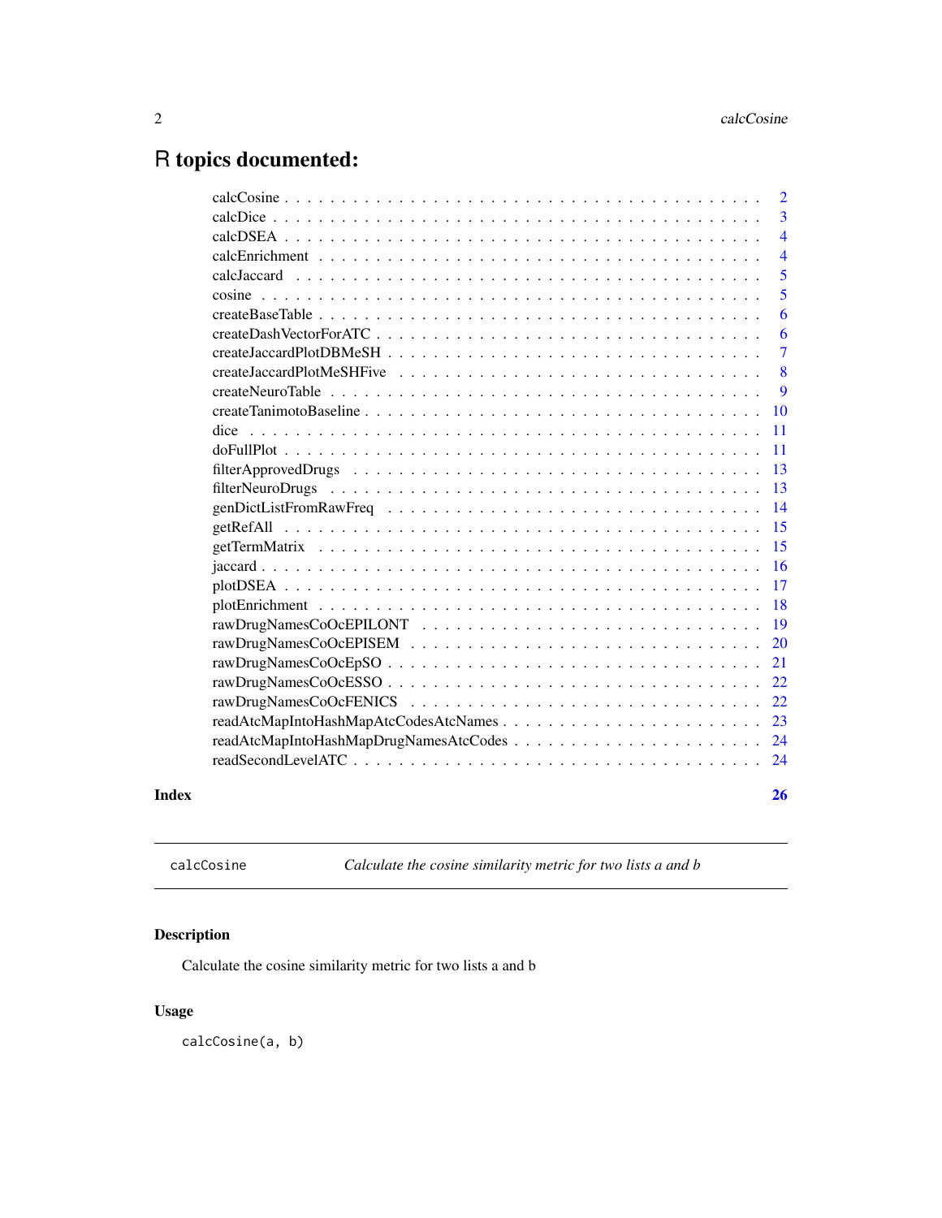# R topics documented:

| | |
|---|---|
| calcCosine | 2 |
| calcDice | 3 |
| calcDSEA | 4 |
| calcEnrichment | 4 |
| calcJaccard | 5 |
| cosine | 5 |
| createBaseTable | 6 |
| createDashVectorForATC | 6 |
| createJaccardPlotDBMeSH | 7 |
| createJaccardPlotMeSHFive | 8 |
| createNeuroTable | 9 |
| createTanimotoBaseline | 10 |
| dice | 11 |
| doFullPlot | 11 |
| filterApprovedDrugs | 13 |
| filterNeuroDrugs | 13 |
| genDictListFromRawFreq | 14 |
| getRefAll | 15 |
| getTermMatrix | 15 |
| jaccard | 16 |
| plotDSEA | 17 |
| plotEnrichment | 18 |
| rawDrugNamesCoOcEPILONT | 19 |
| rawDrugNamesCoOcEPISEM | 20 |
| rawDrugNamesCoOcEpSO | 21 |
| rawDrugNamesCoOcESSO | 22 |
| rawDrugNamesCoOcFENICS | 22 |
| readAtcMapIntoHashMapAtcCodesAtcNames | 23 |
| readAtcMapIntoHashMapDrugNamesAtcCodes | 24 |
| readSecondLevelATC | 24 |

**Index** **26**

---

`calcCosine` *Calculate the cosine similarity metric for two lists a and b*

---

### Description

Calculate the cosine similarity metric for two lists a and b

### Usage

```
calcCosine(a, b)
```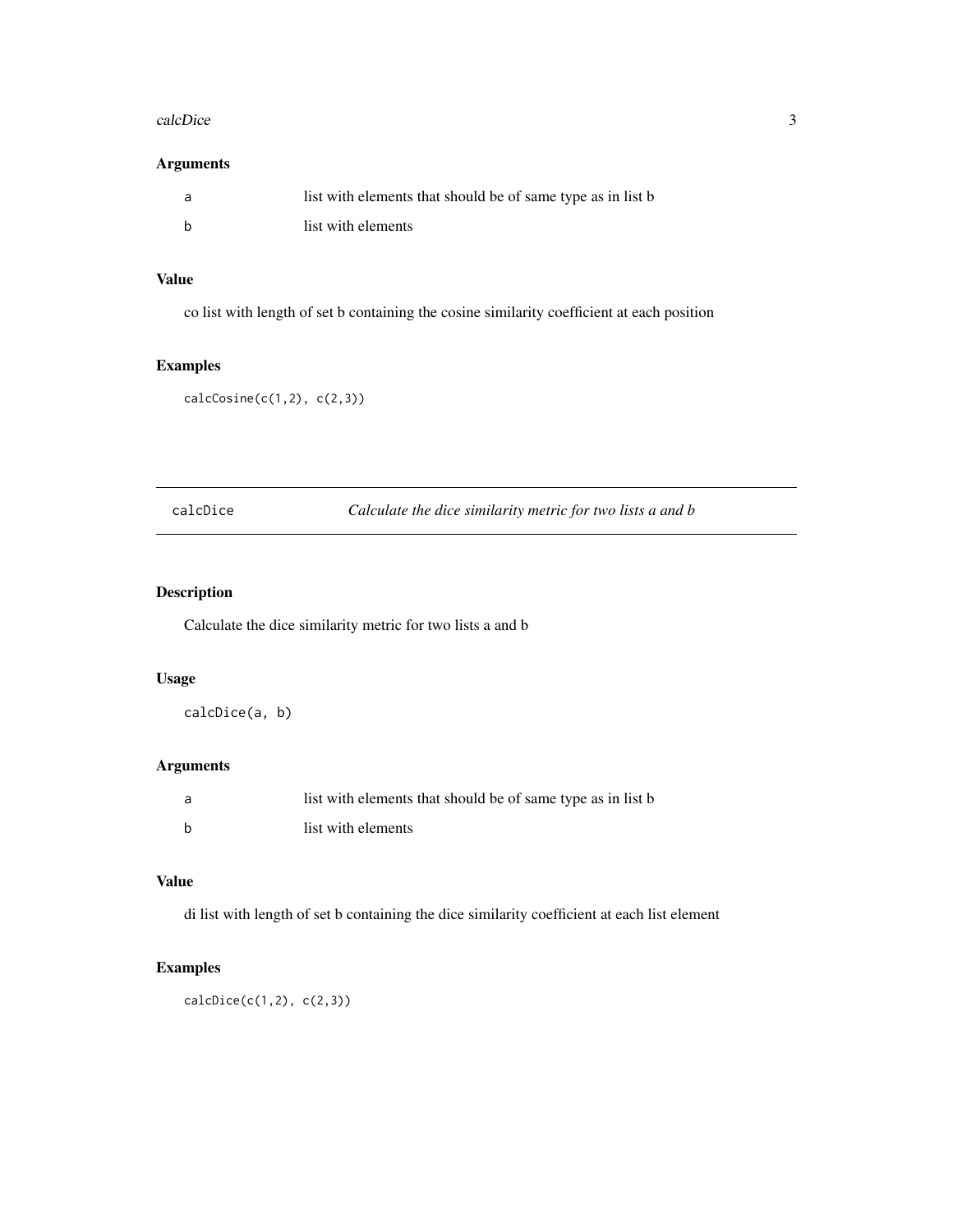### Arguments

| | |
|---|---|
| a | list with elements that should be of same type as in list b |
| b | list with elements |

### Value

co list with length of set b containing the cosine similarity coefficient at each position

### Examples

```
calcCosine(c(1,2), c(2,3))
```

---

## calcDice — *Calculate the dice similarity metric for two lists a and b*

---

### Description

Calculate the dice similarity metric for two lists a and b

### Usage

```
calcDice(a, b)
```

### Arguments

| | |
|---|---|
| a | list with elements that should be of same type as in list b |
| b | list with elements |

### Value

di list with length of set b containing the dice similarity coefficient at each list element

### Examples

```
calcDice(c(1,2), c(2,3))
```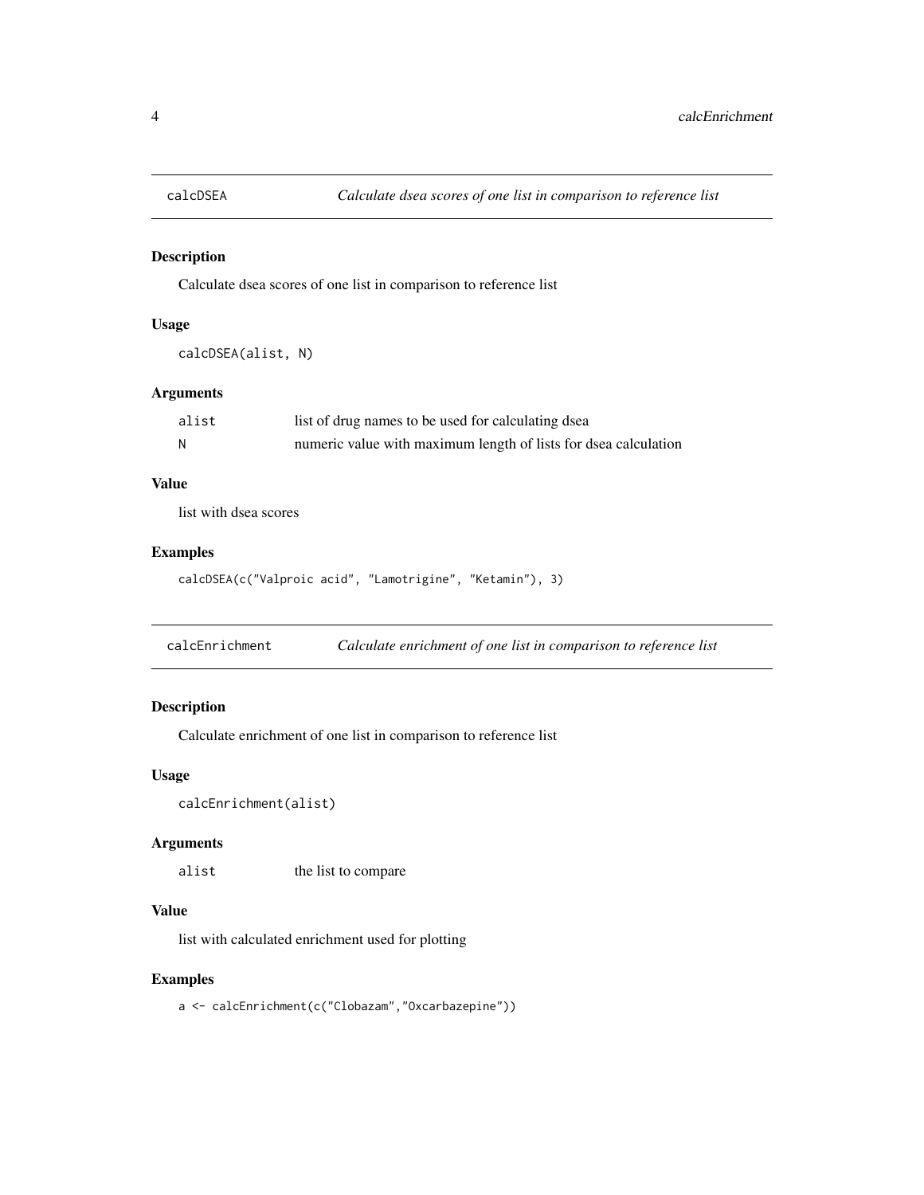## calcDSEA — *Calculate dsea scores of one list in comparison to reference list*

### Description

Calculate dsea scores of one list in comparison to reference list

### Usage

```
calcDSEA(alist, N)
```

### Arguments

| | |
|---|---|
| alist | list of drug names to be used for calculating dsea |
| N | numeric value with maximum length of lists for dsea calculation |

### Value

list with dsea scores

### Examples

```
calcDSEA(c("Valproic acid", "Lamotrigine", "Ketamin"), 3)
```

## calcEnrichment — *Calculate enrichment of one list in comparison to reference list*

### Description

Calculate enrichment of one list in comparison to reference list

### Usage

```
calcEnrichment(alist)
```

### Arguments

| | |
|---|---|
| alist | the list to compare |

### Value

list with calculated enrichment used for plotting

### Examples

```
a <- calcEnrichment(c("Clobazam","Oxcarbazepine"))
```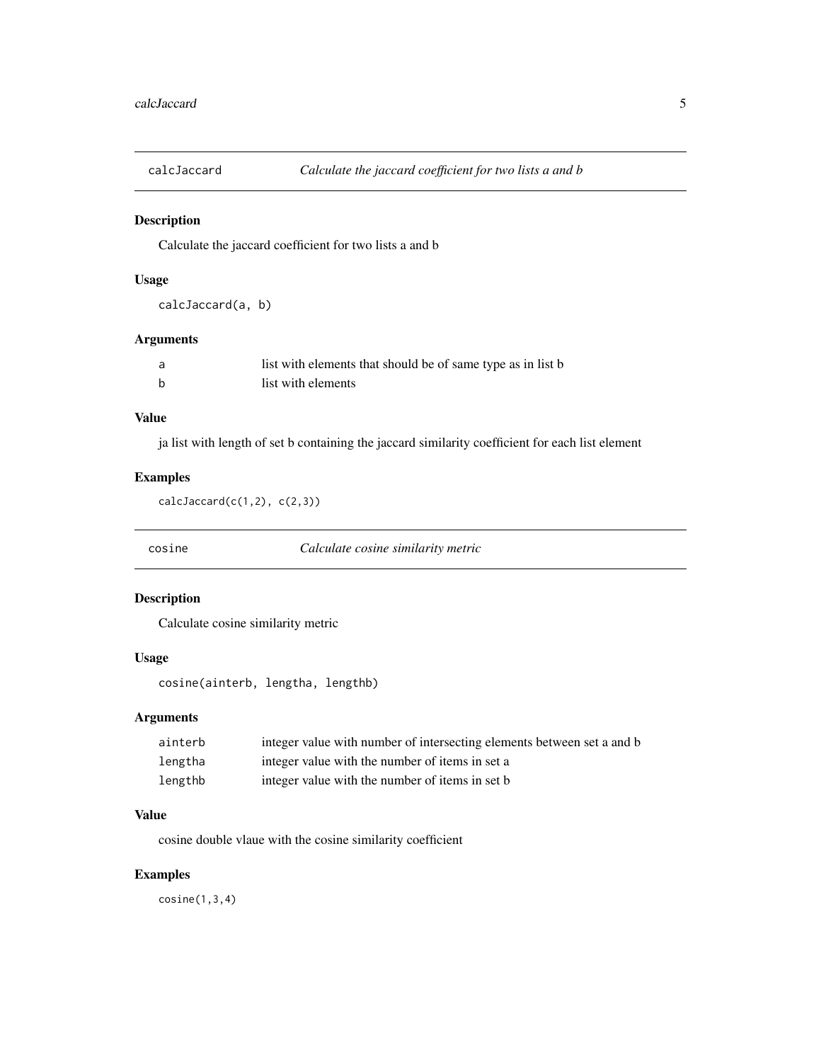## calcJaccard — *Calculate the jaccard coefficient for two lists a and b*

### Description

Calculate the jaccard coefficient for two lists a and b

### Usage

```
calcJaccard(a, b)
```

### Arguments

| | |
|---|---|
| a | list with elements that should be of same type as in list b |
| b | list with elements |

### Value

ja list with length of set b containing the jaccard similarity coefficient for each list element

### Examples

```
calcJaccard(c(1,2), c(2,3))
```

## cosine — *Calculate cosine similarity metric*

### Description

Calculate cosine similarity metric

### Usage

```
cosine(ainterb, lengtha, lengthb)
```

### Arguments

| | |
|---|---|
| ainterb | integer value with number of intersecting elements between set a and b |
| lengtha | integer value with the number of items in set a |
| lengthb | integer value with the number of items in set b |

### Value

cosine double vlaue with the cosine similarity coefficient

### Examples

```
cosine(1,3,4)
```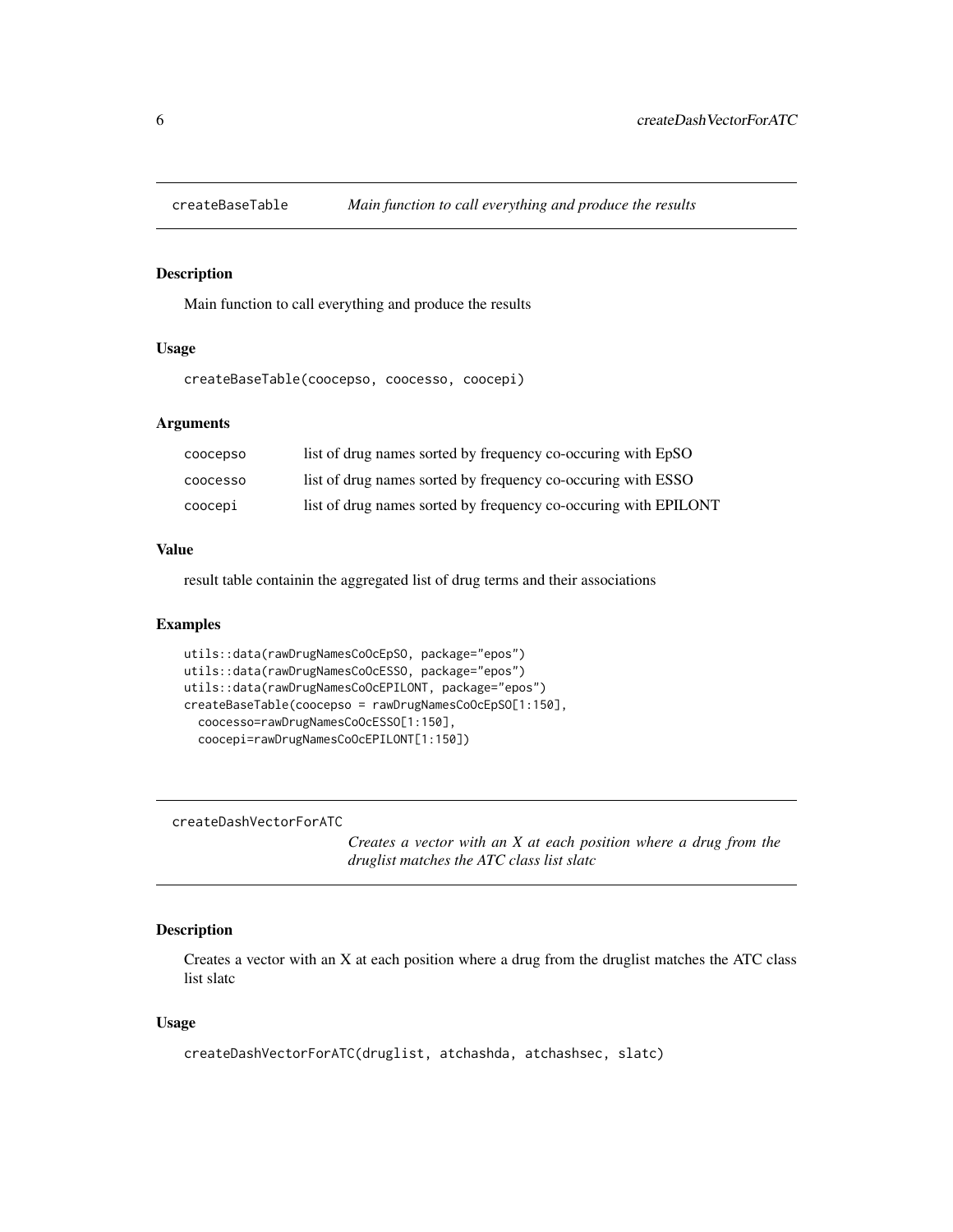## createBaseTable — *Main function to call everything and produce the results*

### Description

Main function to call everything and produce the results

### Usage

```
createBaseTable(coocepso, coocesso, coocepi)
```

### Arguments

| | |
|---|---|
| coocepso | list of drug names sorted by frequency co-occuring with EpSO |
| coocesso | list of drug names sorted by frequency co-occuring with ESSO |
| coocepi | list of drug names sorted by frequency co-occuring with EPILONT |

### Value

result table containin the aggregated list of drug terms and their associations

### Examples

```
utils::data(rawDrugNamesCoOcEpSO, package="epos")
utils::data(rawDrugNamesCoOcESSO, package="epos")
utils::data(rawDrugNamesCoOcEPILONT, package="epos")
createBaseTable(coocepso = rawDrugNamesCoOcEpSO[1:150],
  coocesso=rawDrugNamesCoOcESSO[1:150],
  coocepi=rawDrugNamesCoOcEPILONT[1:150])
```

## createDashVectorForATC — *Creates a vector with an X at each position where a drug from the druglist matches the ATC class list slatc*

### Description

Creates a vector with an X at each position where a drug from the druglist matches the ATC class list slatc

### Usage

```
createDashVectorForATC(druglist, atchashda, atchashsec, slatc)
```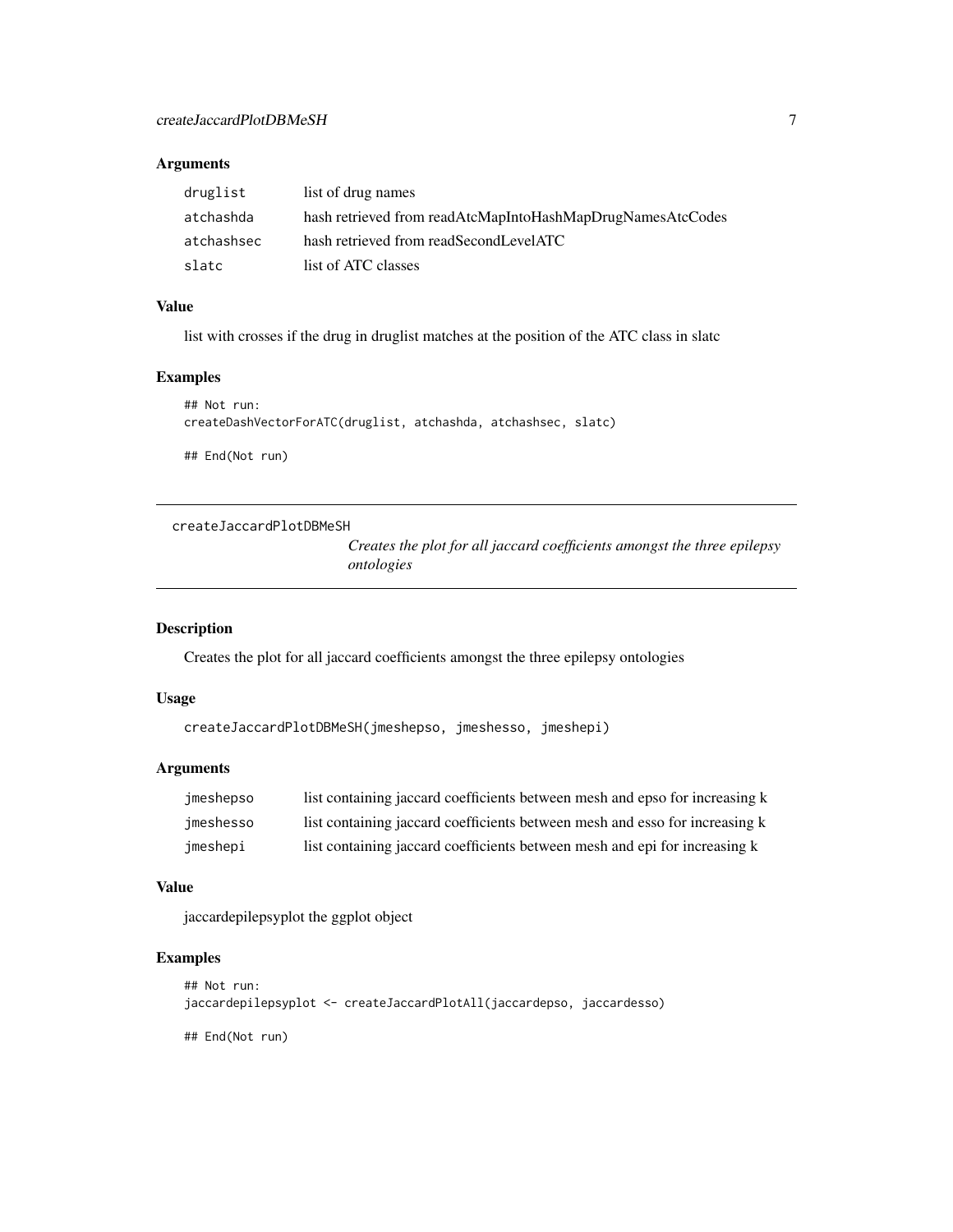### Arguments

| | |
|---|---|
| druglist | list of drug names |
| atchashda | hash retrieved from readAtcMapIntoHashMapDrugNamesAtcCodes |
| atchashsec | hash retrieved from readSecondLevelATC |
| slatc | list of ATC classes |

### Value

list with crosses if the drug in druglist matches at the position of the ATC class in slatc

### Examples

```
## Not run:
createDashVectorForATC(druglist, atchashda, atchashsec, slatc)

## End(Not run)
```

---

## createJaccardPlotDBMeSH

*Creates the plot for all jaccard coefficients amongst the three epilepsy ontologies*

---

### Description

Creates the plot for all jaccard coefficients amongst the three epilepsy ontologies

### Usage

```
createJaccardPlotDBMeSH(jmeshepso, jmeshesso, jmeshepi)
```

### Arguments

| | |
|---|---|
| jmeshepso | list containing jaccard coefficients between mesh and epso for increasing k |
| jmeshesso | list containing jaccard coefficients between mesh and esso for increasing k |
| jmeshepi | list containing jaccard coefficients between mesh and epi for increasing k |

### Value

jaccardepilepsyplot the ggplot object

### Examples

```
## Not run:
jaccardepilepsyplot <- createJaccardPlotAll(jaccardepso, jaccardesso)

## End(Not run)
```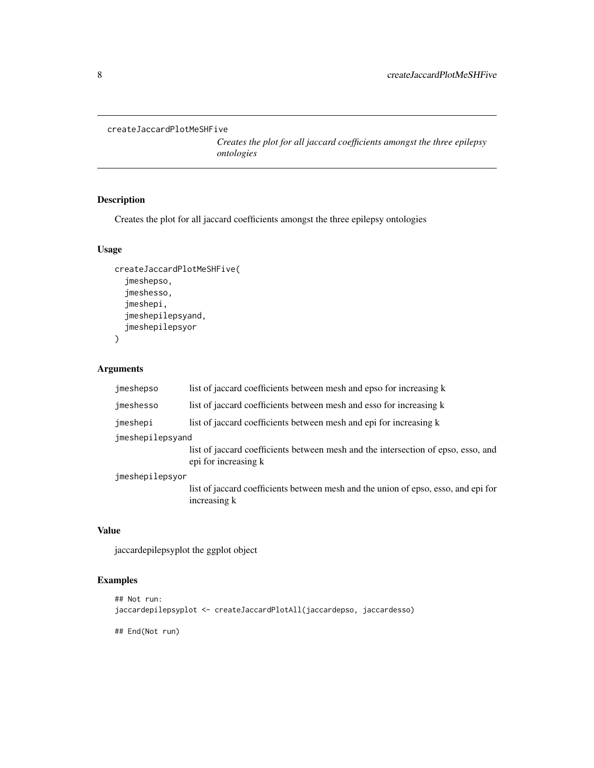# createJaccardPlotMeSHFive

*Creates the plot for all jaccard coefficients amongst the three epilepsy ontologies*

## Description

Creates the plot for all jaccard coefficients amongst the three epilepsy ontologies

## Usage

```
createJaccardPlotMeSHFive(
  jmeshepso,
  jmeshesso,
  jmeshepi,
  jmeshepilepsyand,
  jmeshepilepsyor
)
```

## Arguments

| | |
|---|---|
| `jmeshepso` | list of jaccard coefficients between mesh and epso for increasing k |
| `jmeshesso` | list of jaccard coefficients between mesh and esso for increasing k |
| `jmeshepi` | list of jaccard coefficients between mesh and epi for increasing k |
| `jmeshepilepsyand` | list of jaccard coefficients between mesh and the intersection of epso, esso, and epi for increasing k |
| `jmeshepilepsyor` | list of jaccard coefficients between mesh and the union of epso, esso, and epi for increasing k |

## Value

jaccardepilepsyplot the ggplot object

## Examples

```
## Not run:
jaccardepilepsyplot <- createJaccardPlotAll(jaccardepso, jaccardesso)

## End(Not run)
```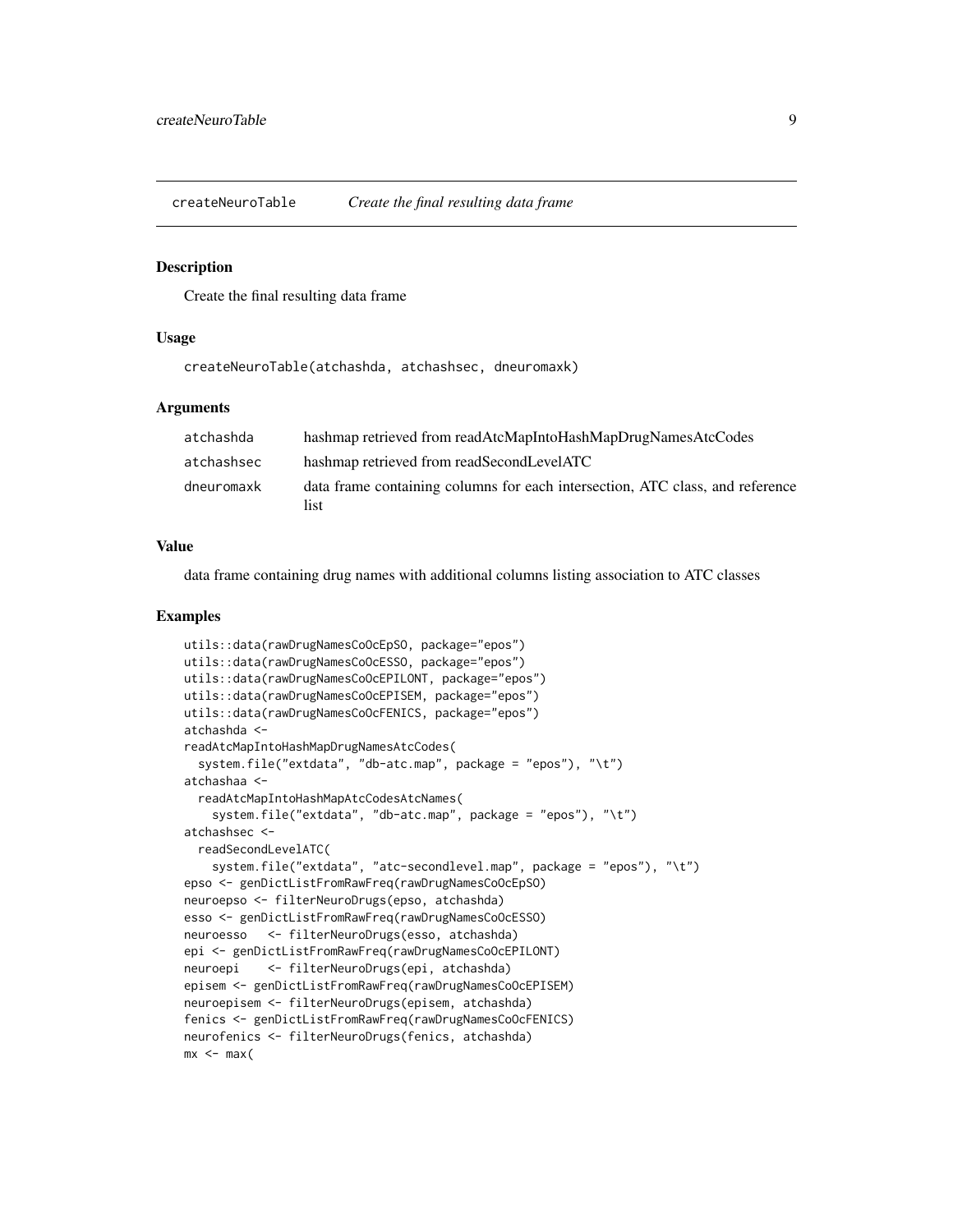## createNeuroTable *Create the final resulting data frame*

### Description

Create the final resulting data frame

### Usage

```
createNeuroTable(atchashda, atchashsec, dneuromaxk)
```

### Arguments

| | |
|---|---|
| atchashda | hashmap retrieved from readAtcMapIntoHashMapDrugNamesAtcCodes |
| atchashsec | hashmap retrieved from readSecondLevelATC |
| dneuromaxk | data frame containing columns for each intersection, ATC class, and reference list |

### Value

data frame containing drug names with additional columns listing association to ATC classes

### Examples

```
utils::data(rawDrugNamesCoOcEpSO, package="epos")
utils::data(rawDrugNamesCoOcESSO, package="epos")
utils::data(rawDrugNamesCoOcEPILONT, package="epos")
utils::data(rawDrugNamesCoOcEPISEM, package="epos")
utils::data(rawDrugNamesCoOcFENICS, package="epos")
atchashda <-
readAtcMapIntoHashMapDrugNamesAtcCodes(
  system.file("extdata", "db-atc.map", package = "epos"), "\t")
atchashaa <-
  readAtcMapIntoHashMapAtcCodesAtcNames(
    system.file("extdata", "db-atc.map", package = "epos"), "\t")
atchashsec <-
  readSecondLevelATC(
    system.file("extdata", "atc-secondlevel.map", package = "epos"), "\t")
epso <- genDictListFromRawFreq(rawDrugNamesCoOcEpSO)
neuroepso <- filterNeuroDrugs(epso, atchashda)
esso <- genDictListFromRawFreq(rawDrugNamesCoOcESSO)
neuroesso   <- filterNeuroDrugs(esso, atchashda)
epi <- genDictListFromRawFreq(rawDrugNamesCoOcEPILONT)
neuroepi    <- filterNeuroDrugs(epi, atchashda)
episem <- genDictListFromRawFreq(rawDrugNamesCoOcEPISEM)
neuroepisem <- filterNeuroDrugs(episem, atchashda)
fenics <- genDictListFromRawFreq(rawDrugNamesCoOcFENICS)
neurofenics <- filterNeuroDrugs(fenics, atchashda)
mx <- max(
```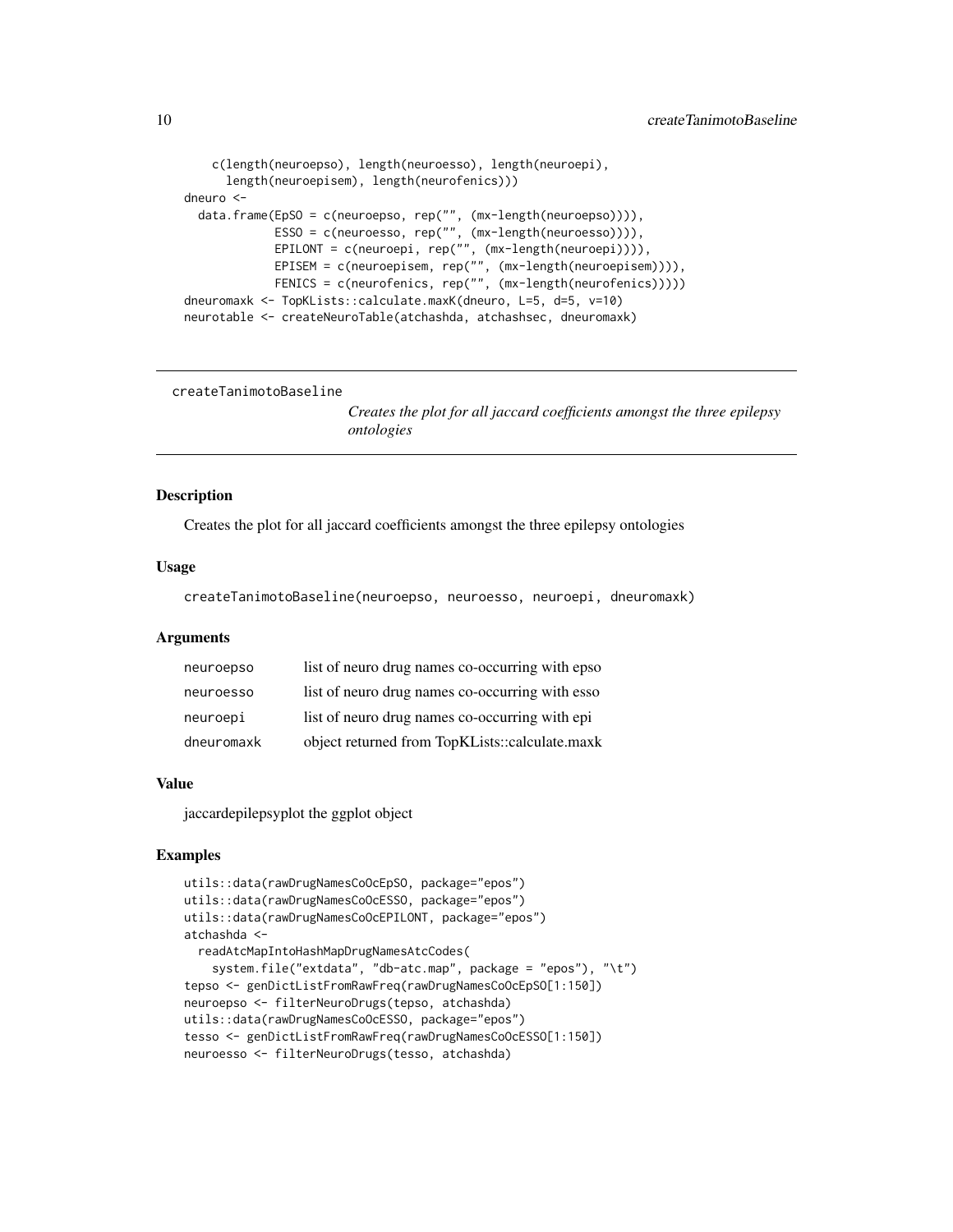```
    c(length(neuroepso), length(neuroesso), length(neuroepi),
      length(neuroepisem), length(neurofenics)))
dneuro <-
  data.frame(EpSO = c(neuroepso, rep("", (mx-length(neuroepso)))),
             ESSO = c(neuroesso, rep("", (mx-length(neuroesso)))),
             EPILONT = c(neuroepi, rep("", (mx-length(neuroepi)))),
             EPISEM = c(neuroepisem, rep("", (mx-length(neuroepisem)))),
             FENICS = c(neurofenics, rep("", (mx-length(neurofenics)))))
dneuromaxk <- TopKLists::calculate.maxK(dneuro, L=5, d=5, v=10)
neurotable <- createNeuroTable(atchashda, atchashsec, dneuromaxk)
```

---

## createTanimotoBaseline

*Creates the plot for all jaccard coefficients amongst the three epilepsy ontologies*

---

### Description

Creates the plot for all jaccard coefficients amongst the three epilepsy ontologies

### Usage

```
createTanimotoBaseline(neuroepso, neuroesso, neuroepi, dneuromaxk)
```

### Arguments

| | |
|---|---|
| neuroepso | list of neuro drug names co-occurring with epso |
| neuroesso | list of neuro drug names co-occurring with esso |
| neuroepi | list of neuro drug names co-occurring with epi |
| dneuromaxk | object returned from TopKLists::calculate.maxk |

### Value

jaccardepilepsyplot the ggplot object

### Examples

```
utils::data(rawDrugNamesCoOcEpSO, package="epos")
utils::data(rawDrugNamesCoOcESSO, package="epos")
utils::data(rawDrugNamesCoOcEPILONT, package="epos")
atchashda <-
  readAtcMapIntoHashMapDrugNamesAtcCodes(
    system.file("extdata", "db-atc.map", package = "epos"), "\t")
tepso <- genDictListFromRawFreq(rawDrugNamesCoOcEpSO[1:150])
neuroepso <- filterNeuroDrugs(tepso, atchashda)
utils::data(rawDrugNamesCoOcESSO, package="epos")
tesso <- genDictListFromRawFreq(rawDrugNamesCoOcESSO[1:150])
neuroesso <- filterNeuroDrugs(tesso, atchashda)
```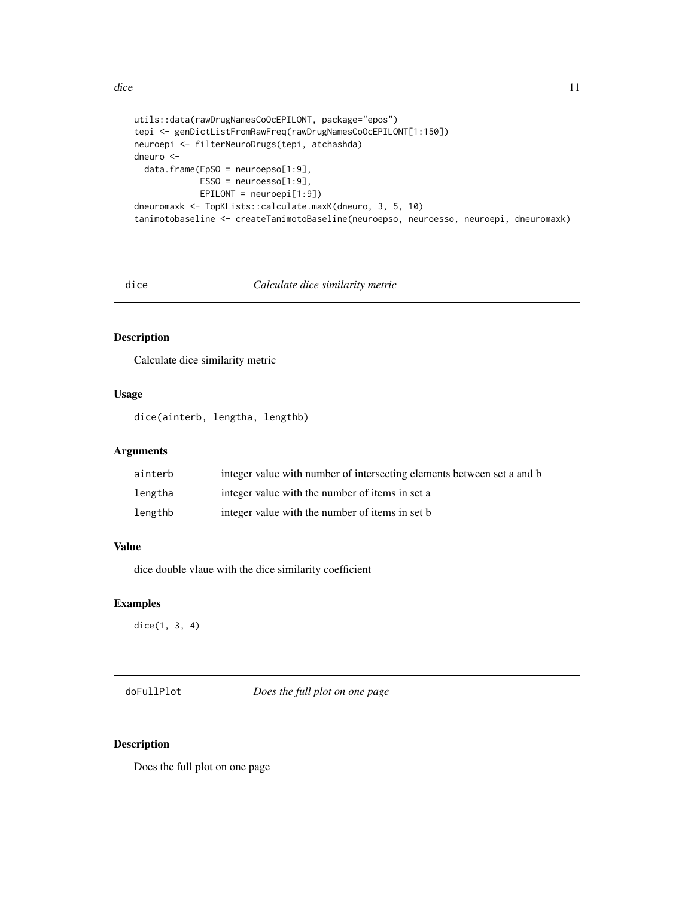```
utils::data(rawDrugNamesCoOcEPILONT, package="epos")
tepi <- genDictListFromRawFreq(rawDrugNamesCoOcEPILONT[1:150])
neuroepi <- filterNeuroDrugs(tepi, atchashda)
dneuro <-
  data.frame(EpSO = neuroepso[1:9],
             ESSO = neuroesso[1:9],
             EPILONT = neuroepi[1:9])
dneuromaxk <- TopKLists::calculate.maxK(dneuro, 3, 5, 10)
tanimotobaseline <- createTanimotoBaseline(neuroepso, neuroesso, neuroepi, dneuromaxk)
```

## dice — *Calculate dice similarity metric*

### Description

Calculate dice similarity metric

### Usage

```
dice(ainterb, lengtha, lengthb)
```

### Arguments

| | |
|---|---|
| ainterb | integer value with number of intersecting elements between set a and b |
| lengtha | integer value with the number of items in set a |
| lengthb | integer value with the number of items in set b |

### Value

dice double vlaue with the dice similarity coefficient

### Examples

```
dice(1, 3, 4)
```

## doFullPlot — *Does the full plot on one page*

### Description

Does the full plot on one page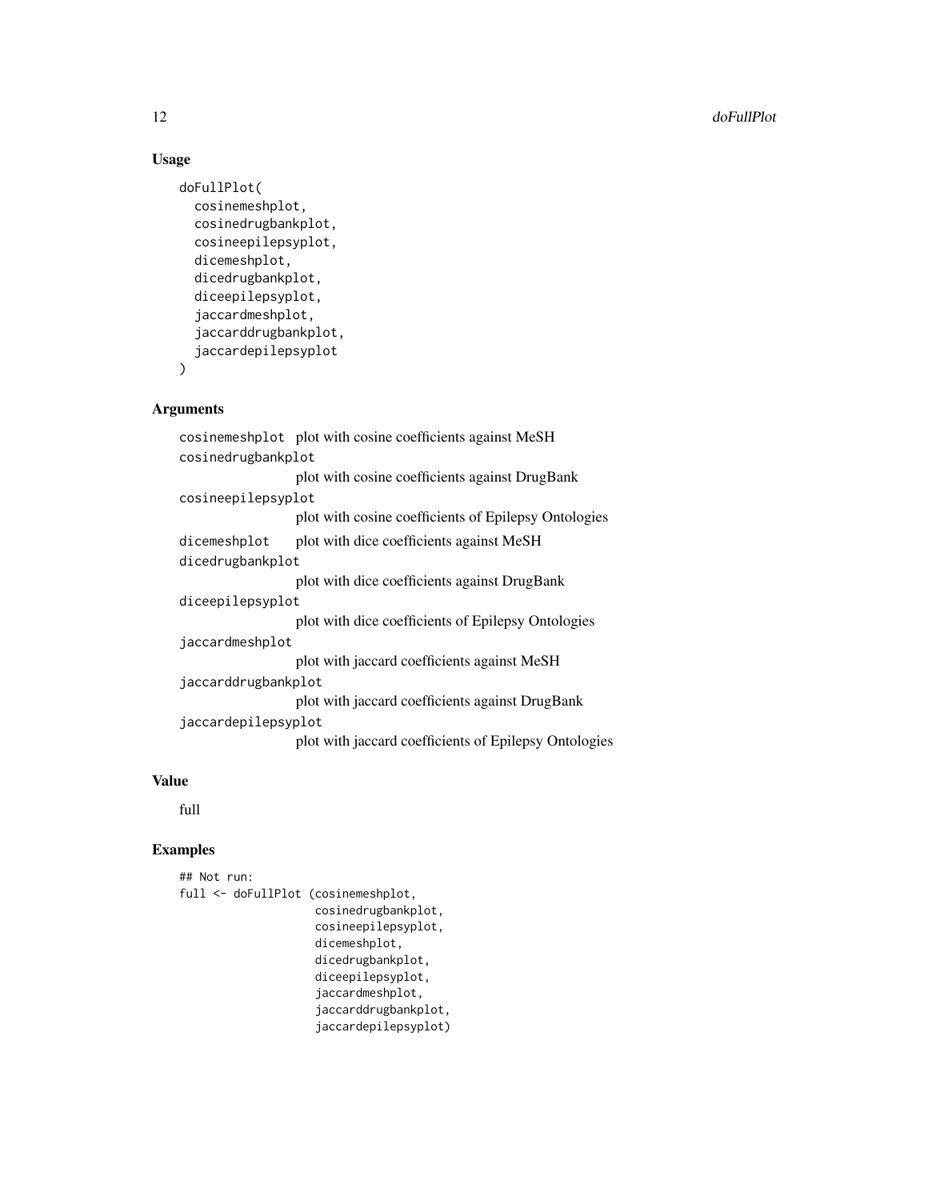### Usage

```
doFullPlot(
  cosinemeshplot,
  cosinedrugbankplot,
  cosineepilepsyplot,
  dicemeshplot,
  dicedrugbankplot,
  diceepilepsyplot,
  jaccardmeshplot,
  jaccarddrugbankplot,
  jaccardepilepsyplot
)
```

### Arguments

| | |
|---|---|
| `cosinemeshplot` | plot with cosine coefficients against MeSH |
| `cosinedrugbankplot` | plot with cosine coefficients against DrugBank |
| `cosineepilepsyplot` | plot with cosine coefficients of Epilepsy Ontologies |
| `dicemeshplot` | plot with dice coefficients against MeSH |
| `dicedrugbankplot` | plot with dice coefficients against DrugBank |
| `diceepilepsyplot` | plot with dice coefficients of Epilepsy Ontologies |
| `jaccardmeshplot` | plot with jaccard coefficients against MeSH |
| `jaccarddrugbankplot` | plot with jaccard coefficients against DrugBank |
| `jaccardepilepsyplot` | plot with jaccard coefficients of Epilepsy Ontologies |

### Value

full

### Examples

```
## Not run:
full <- doFullPlot (cosinemeshplot,
                    cosinedrugbankplot,
                    cosineepilepsyplot,
                    dicemeshplot,
                    dicedrugbankplot,
                    diceepilepsyplot,
                    jaccardmeshplot,
                    jaccarddrugbankplot,
                    jaccardepilepsyplot)
```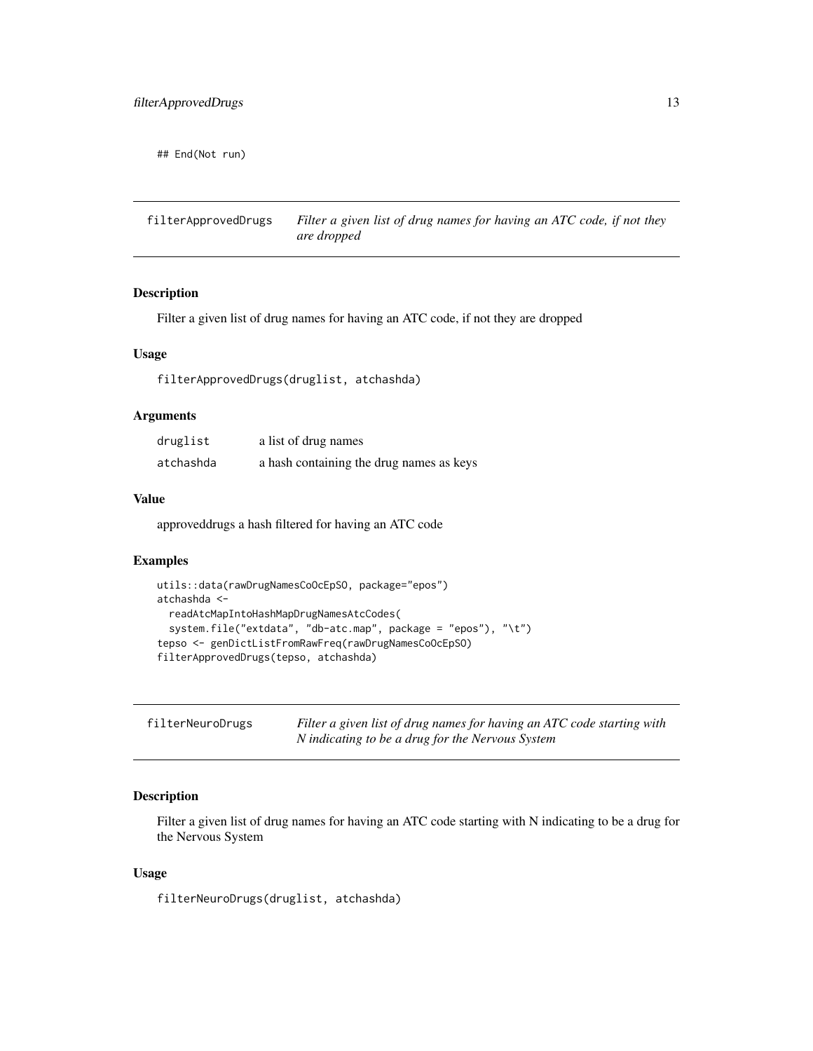```
## End(Not run)
```

## filterApprovedDrugs — *Filter a given list of drug names for having an ATC code, if not they are dropped*

### Description

Filter a given list of drug names for having an ATC code, if not they are dropped

### Usage

```
filterApprovedDrugs(druglist, atchashda)
```

### Arguments

| | |
|---|---|
| druglist | a list of drug names |
| atchashda | a hash containing the drug names as keys |

### Value

approveddrugs a hash filtered for having an ATC code

### Examples

```
utils::data(rawDrugNamesCoOcEpSO, package="epos")
atchashda <-
  readAtcMapIntoHashMapDrugNamesAtcCodes(
  system.file("extdata", "db-atc.map", package = "epos"), "\t")
tepso <- genDictListFromRawFreq(rawDrugNamesCoOcEpSO)
filterApprovedDrugs(tepso, atchashda)
```

## filterNeuroDrugs — *Filter a given list of drug names for having an ATC code starting with N indicating to be a drug for the Nervous System*

### Description

Filter a given list of drug names for having an ATC code starting with N indicating to be a drug for the Nervous System

### Usage

```
filterNeuroDrugs(druglist, atchashda)
```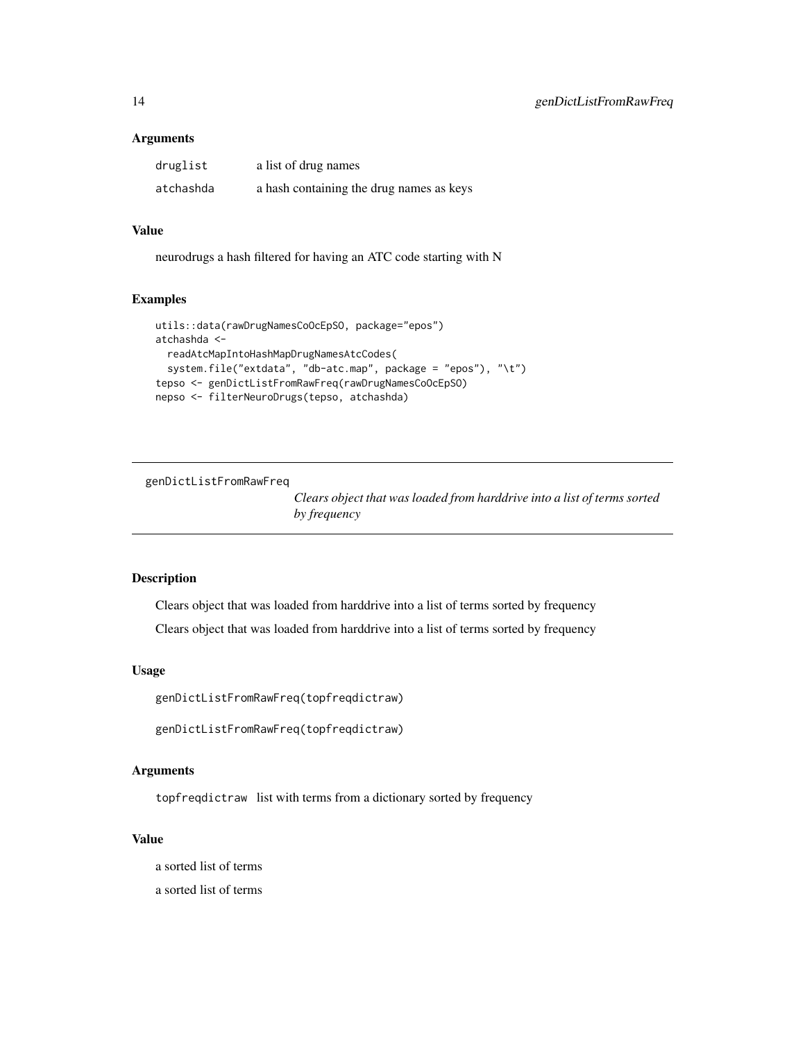### Arguments

| | |
|---|---|
| druglist | a list of drug names |
| atchashda | a hash containing the drug names as keys |

### Value

neurodrugs a hash filtered for having an ATC code starting with N

### Examples

```
utils::data(rawDrugNamesCoOcEpSO, package="epos")
atchashda <-
  readAtcMapIntoHashMapDrugNamesAtcCodes(
  system.file("extdata", "db-atc.map", package = "epos"), "\t")
tepso <- genDictListFromRawFreq(rawDrugNamesCoOcEpSO)
nepso <- filterNeuroDrugs(tepso, atchashda)
```

---

## genDictListFromRawFreq    *Clears object that was loaded from harddrive into a list of terms sorted by frequency*

---

### Description

Clears object that was loaded from harddrive into a list of terms sorted by frequency

Clears object that was loaded from harddrive into a list of terms sorted by frequency

### Usage

```
genDictListFromRawFreq(topfreqdictraw)

genDictListFromRawFreq(topfreqdictraw)
```

### Arguments

| | |
|---|---|
| topfreqdictraw | list with terms from a dictionary sorted by frequency |

### Value

a sorted list of terms

a sorted list of terms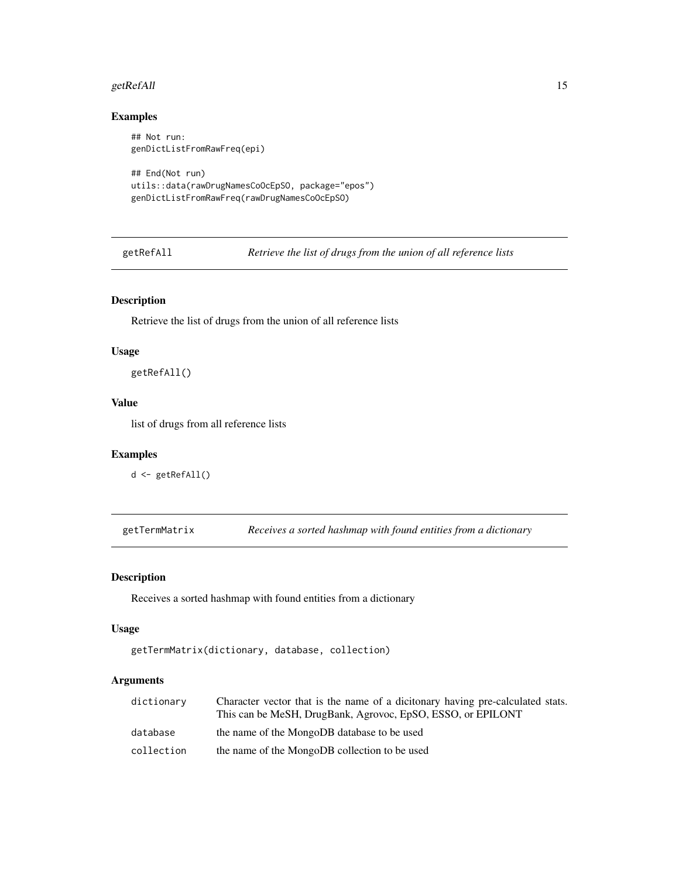### Examples

```
## Not run:
genDictListFromRawFreq(epi)

## End(Not run)
utils::data(rawDrugNamesCoOcEpSO, package="epos")
genDictListFromRawFreq(rawDrugNamesCoOcEpSO)
```

## getRefAll — *Retrieve the list of drugs from the union of all reference lists*

### Description

Retrieve the list of drugs from the union of all reference lists

### Usage

```
getRefAll()
```

### Value

list of drugs from all reference lists

### Examples

```
d <- getRefAll()
```

## getTermMatrix — *Receives a sorted hashmap with found entities from a dictionary*

### Description

Receives a sorted hashmap with found entities from a dictionary

### Usage

```
getTermMatrix(dictionary, database, collection)
```

### Arguments

| | |
|---|---|
| dictionary | Character vector that is the name of a dicitonary having pre-calculated stats. This can be MeSH, DrugBank, Agrovoc, EpSO, ESSO, or EPILONT |
| database | the name of the MongoDB database to be used |
| collection | the name of the MongoDB collection to be used |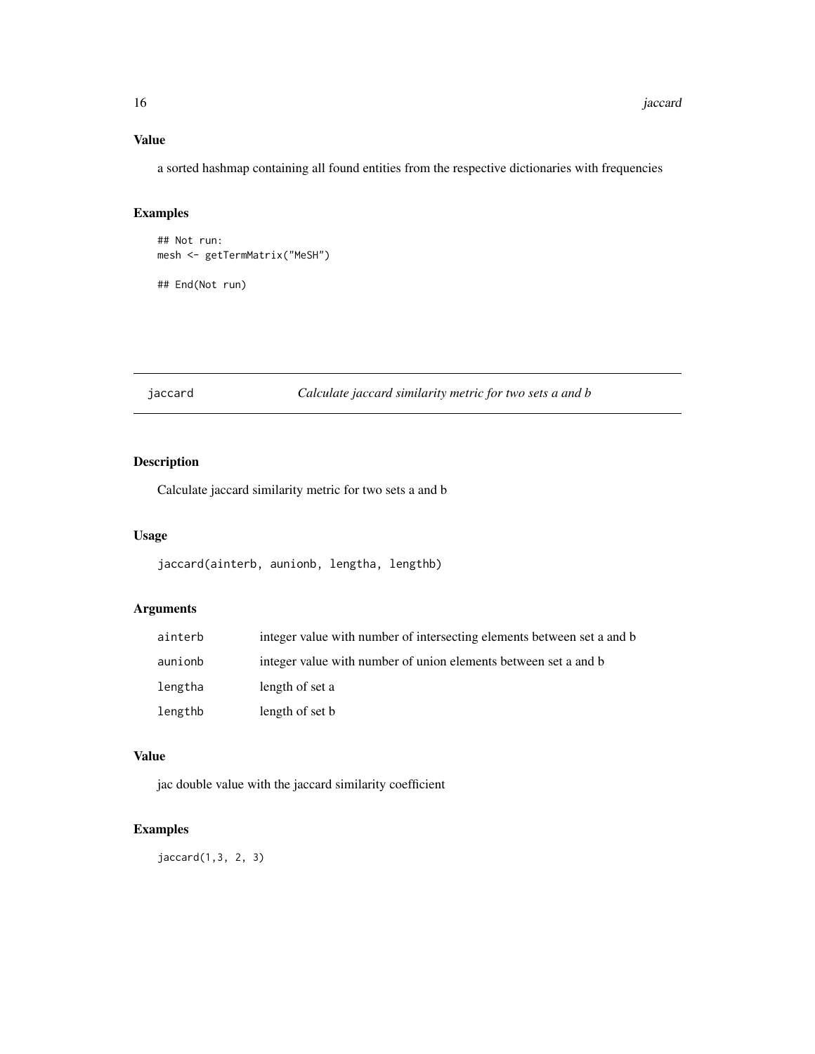## Value

a sorted hashmap containing all found entities from the respective dictionaries with frequencies

## Examples

```
## Not run:
mesh <- getTermMatrix("MeSH")

## End(Not run)
```

---

# jaccard — *Calculate jaccard similarity metric for two sets a and b*

---

## Description

Calculate jaccard similarity metric for two sets a and b

## Usage

```
jaccard(ainterb, aunionb, lengtha, lengthb)
```

## Arguments

| | |
|---|---|
| ainterb | integer value with number of intersecting elements between set a and b |
| aunionb | integer value with number of union elements between set a and b |
| lengtha | length of set a |
| lengthb | length of set b |

## Value

jac double value with the jaccard similarity coefficient

## Examples

```
jaccard(1,3, 2, 3)
```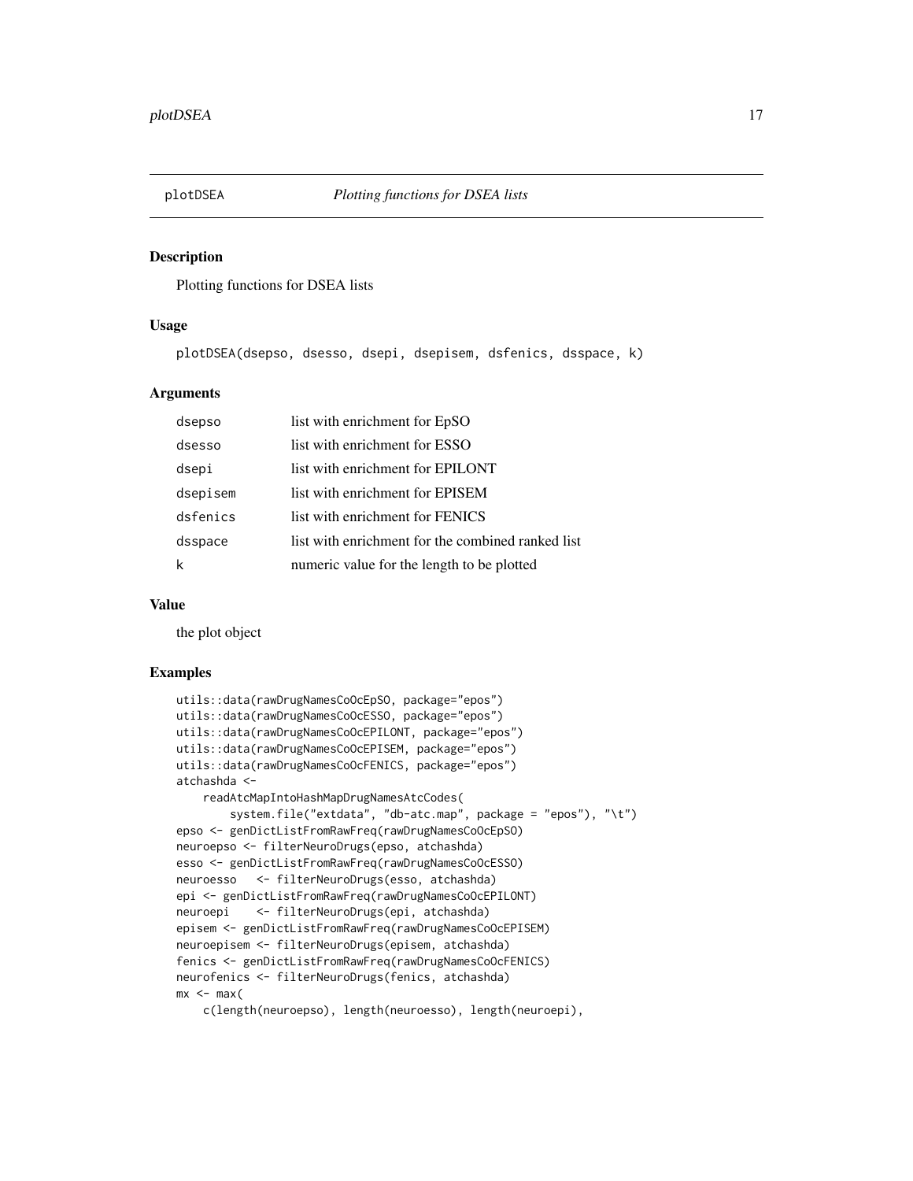plotDSEA *Plotting functions for DSEA lists*

## Description

Plotting functions for DSEA lists

## Usage

```
plotDSEA(dsepso, dsesso, dsepi, dsepisem, dsfenics, dsspace, k)
```

## Arguments

| | |
|---|---|
| dsepso | list with enrichment for EpSO |
| dsesso | list with enrichment for ESSO |
| dsepi | list with enrichment for EPILONT |
| dsepisem | list with enrichment for EPISEM |
| dsfenics | list with enrichment for FENICS |
| dsspace | list with enrichment for the combined ranked list |
| k | numeric value for the length to be plotted |

## Value

the plot object

## Examples

```
utils::data(rawDrugNamesCoOcEpSO, package="epos")
utils::data(rawDrugNamesCoOcESSO, package="epos")
utils::data(rawDrugNamesCoOcEPILONT, package="epos")
utils::data(rawDrugNamesCoOcEPISEM, package="epos")
utils::data(rawDrugNamesCoOcFENICS, package="epos")
atchashda <-
    readAtcMapIntoHashMapDrugNamesAtcCodes(
        system.file("extdata", "db-atc.map", package = "epos"), "\t")
epso <- genDictListFromRawFreq(rawDrugNamesCoOcEpSO)
neuroepso <- filterNeuroDrugs(epso, atchashda)
esso <- genDictListFromRawFreq(rawDrugNamesCoOcESSO)
neuroesso   <- filterNeuroDrugs(esso, atchashda)
epi <- genDictListFromRawFreq(rawDrugNamesCoOcEPILONT)
neuroepi    <- filterNeuroDrugs(epi, atchashda)
episem <- genDictListFromRawFreq(rawDrugNamesCoOcEPISEM)
neuroepisem <- filterNeuroDrugs(episem, atchashda)
fenics <- genDictListFromRawFreq(rawDrugNamesCoOcFENICS)
neurofenics <- filterNeuroDrugs(fenics, atchashda)
mx <- max(
    c(length(neuroepso), length(neuroesso), length(neuroepi),
```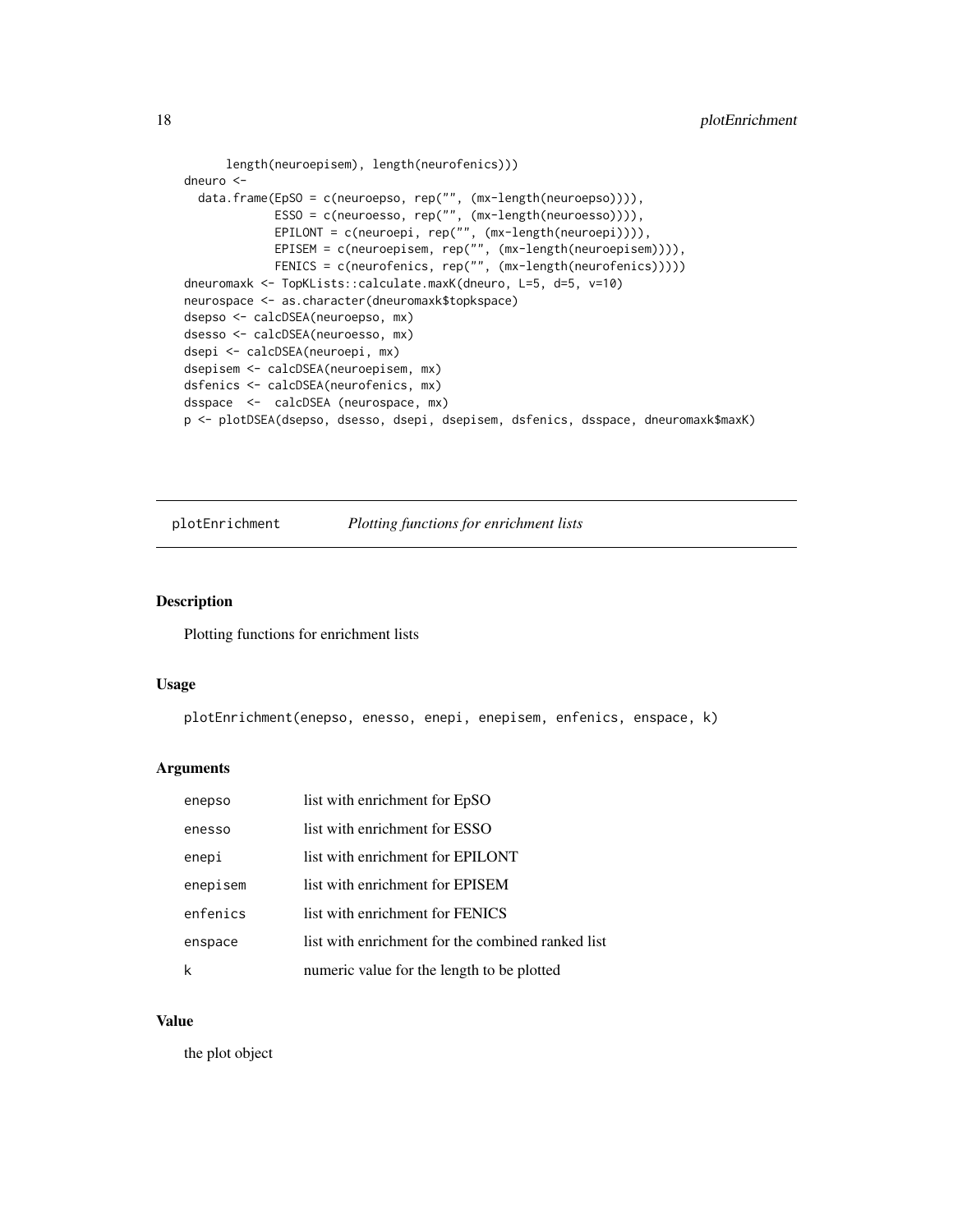```
    length(neuroepisem), length(neurofenics)))
dneuro <-
  data.frame(EpSO = c(neuroepso, rep("", (mx-length(neuroepso)))),
             ESSO = c(neuroesso, rep("", (mx-length(neuroesso)))),
             EPILONT = c(neuroepi, rep("", (mx-length(neuroepi)))),
             EPISEM = c(neuroepisem, rep("", (mx-length(neuroepisem)))),
             FENICS = c(neurofenics, rep("", (mx-length(neurofenics)))))
dneuromaxk <- TopKLists::calculate.maxK(dneuro, L=5, d=5, v=10)
neurospace <- as.character(dneuromaxk$topkspace)
dsepso <- calcDSEA(neuroepso, mx)
dsesso <- calcDSEA(neuroesso, mx)
dsepi <- calcDSEA(neuroepi, mx)
dsepisem <- calcDSEA(neuroepisem, mx)
dsfenics <- calcDSEA(neurofenics, mx)
dsspace  <-  calcDSEA (neurospace, mx)
p <- plotDSEA(dsepso, dsesso, dsepi, dsepisem, dsfenics, dsspace, dneuromaxk$maxK)
```

## plotEnrichment *Plotting functions for enrichment lists*

### Description

Plotting functions for enrichment lists

### Usage

```
plotEnrichment(enepso, enesso, enepi, enepisem, enfenics, enspace, k)
```

### Arguments

| | |
|---|---|
| enepso | list with enrichment for EpSO |
| enesso | list with enrichment for ESSO |
| enepi | list with enrichment for EPILONT |
| enepisem | list with enrichment for EPISEM |
| enfenics | list with enrichment for FENICS |
| enspace | list with enrichment for the combined ranked list |
| k | numeric value for the length to be plotted |

### Value

the plot object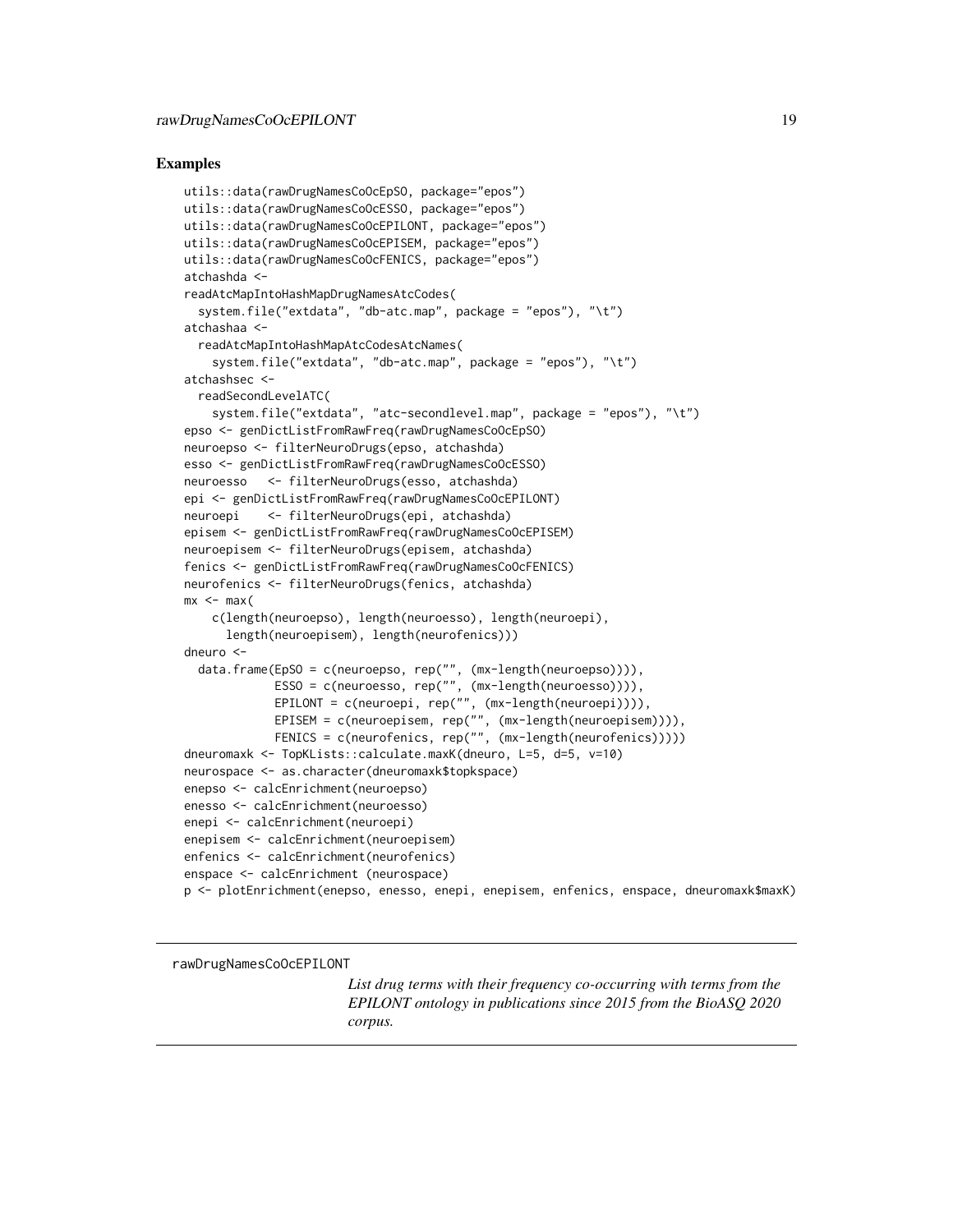## Examples

```
utils::data(rawDrugNamesCoOcEpSO, package="epos")
utils::data(rawDrugNamesCoOcESSO, package="epos")
utils::data(rawDrugNamesCoOcEPILONT, package="epos")
utils::data(rawDrugNamesCoOcEPISEM, package="epos")
utils::data(rawDrugNamesCoOcFENICS, package="epos")
atchashda <-
readAtcMapIntoHashMapDrugNamesAtcCodes(
  system.file("extdata", "db-atc.map", package = "epos"), "\t")
atchashaa <-
  readAtcMapIntoHashMapAtcCodesAtcNames(
    system.file("extdata", "db-atc.map", package = "epos"), "\t")
atchashsec <-
  readSecondLevelATC(
    system.file("extdata", "atc-secondlevel.map", package = "epos"), "\t")
epso <- genDictListFromRawFreq(rawDrugNamesCoOcEpSO)
neuroepso <- filterNeuroDrugs(epso, atchashda)
esso <- genDictListFromRawFreq(rawDrugNamesCoOcESSO)
neuroesso   <- filterNeuroDrugs(esso, atchashda)
epi <- genDictListFromRawFreq(rawDrugNamesCoOcEPILONT)
neuroepi    <- filterNeuroDrugs(epi, atchashda)
episem <- genDictListFromRawFreq(rawDrugNamesCoOcEPISEM)
neuroepisem <- filterNeuroDrugs(episem, atchashda)
fenics <- genDictListFromRawFreq(rawDrugNamesCoOcFENICS)
neurofenics <- filterNeuroDrugs(fenics, atchashda)
mx <- max(
    c(length(neuroepso), length(neuroesso), length(neuroepi),
      length(neuroepisem), length(neurofenics)))
dneuro <-
  data.frame(EpSO = c(neuroepso, rep("", (mx-length(neuroepso)))),
             ESSO = c(neuroesso, rep("", (mx-length(neuroesso)))),
             EPILONT = c(neuroepi, rep("", (mx-length(neuroepi)))),
             EPISEM = c(neuroepisem, rep("", (mx-length(neuroepisem)))),
             FENICS = c(neurofenics, rep("", (mx-length(neurofenics)))))
dneuromaxk <- TopKLists::calculate.maxK(dneuro, L=5, d=5, v=10)
neurospace <- as.character(dneuromaxk$topkspace)
enepso <- calcEnrichment(neuroepso)
enesso <- calcEnrichment(neuroesso)
enepi <- calcEnrichment(neuroepi)
enepisem <- calcEnrichment(neuroepisem)
enfenics <- calcEnrichment(neurofenics)
enspace <- calcEnrichment (neurospace)
p <- plotEnrichment(enepso, enesso, enepi, enepisem, enfenics, enspace, dneuromaxk$maxK)
```

---

rawDrugNamesCoOcEPILONT

*List drug terms with their frequency co-occurring with terms from the EPILONT ontology in publications since 2015 from the BioASQ 2020 corpus.*

---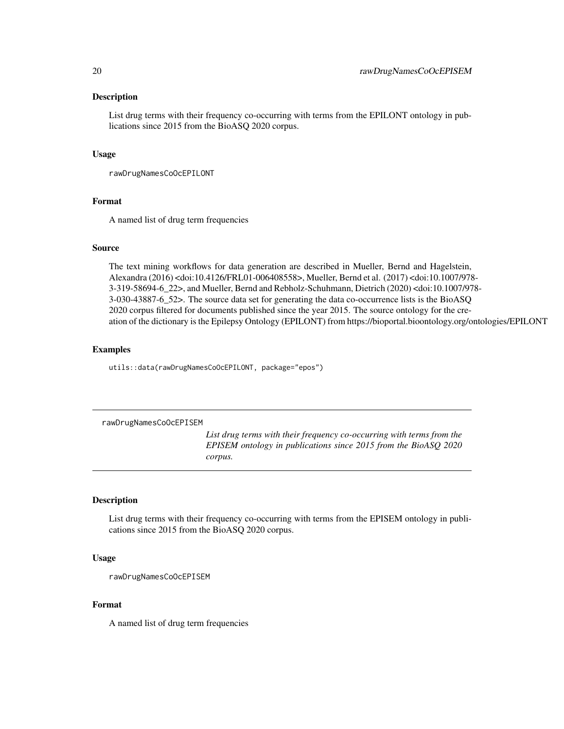### Description

List drug terms with their frequency co-occurring with terms from the EPILONT ontology in publications since 2015 from the BioASQ 2020 corpus.

### Usage

```
rawDrugNamesCoOcEPILONT
```

### Format

A named list of drug term frequencies

### Source

The text mining workflows for data generation are described in Mueller, Bernd and Hagelstein, Alexandra (2016) <doi:10.4126/FRL01-006408558>, Mueller, Bernd et al. (2017) <doi:10.1007/978-3-319-58694-6_22>, and Mueller, Bernd and Rebholz-Schuhmann, Dietrich (2020) <doi:10.1007/978-3-030-43887-6_52>. The source data set for generating the data co-occurrence lists is the BioASQ 2020 corpus filtered for documents published since the year 2015. The source ontology for the creation of the dictionary is the Epilepsy Ontology (EPILONT) from https://bioportal.bioontology.org/ontologies/EPILONT

### Examples

```
utils::data(rawDrugNamesCoOcEPILONT, package="epos")
```

---

## rawDrugNamesCoOcEPISEM

*List drug terms with their frequency co-occurring with terms from the EPISEM ontology in publications since 2015 from the BioASQ 2020 corpus.*

---

### Description

List drug terms with their frequency co-occurring with terms from the EPISEM ontology in publications since 2015 from the BioASQ 2020 corpus.

### Usage

```
rawDrugNamesCoOcEPISEM
```

### Format

A named list of drug term frequencies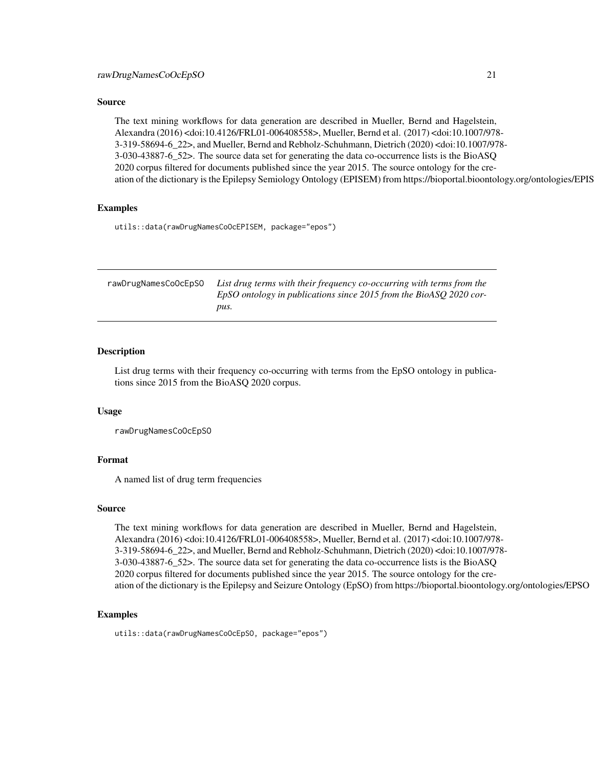### Source

The text mining workflows for data generation are described in Mueller, Bernd and Hagelstein, Alexandra (2016) <doi:10.4126/FRL01-006408558>, Mueller, Bernd et al. (2017) <doi:10.1007/978-3-319-58694-6_22>, and Mueller, Bernd and Rebholz-Schuhmann, Dietrich (2020) <doi:10.1007/978-3-030-43887-6_52>. The source data set for generating the data co-occurrence lists is the BioASQ 2020 corpus filtered for documents published since the year 2015. The source ontology for the creation of the dictionary is the Epilepsy Semiology Ontology (EPISEM) from https://bioportal.bioontology.org/ontologies/EPIS

### Examples

```
utils::data(rawDrugNamesCoOcEPISEM, package="epos")
```

---

## rawDrugNamesCoOcEpSO — *List drug terms with their frequency co-occurring with terms from the EpSO ontology in publications since 2015 from the BioASQ 2020 corpus.*

---

### Description

List drug terms with their frequency co-occurring with terms from the EpSO ontology in publications since 2015 from the BioASQ 2020 corpus.

### Usage

```
rawDrugNamesCoOcEpSO
```

### Format

A named list of drug term frequencies

### Source

The text mining workflows for data generation are described in Mueller, Bernd and Hagelstein, Alexandra (2016) <doi:10.4126/FRL01-006408558>, Mueller, Bernd et al. (2017) <doi:10.1007/978-3-319-58694-6_22>, and Mueller, Bernd and Rebholz-Schuhmann, Dietrich (2020) <doi:10.1007/978-3-030-43887-6_52>. The source data set for generating the data co-occurrence lists is the BioASQ 2020 corpus filtered for documents published since the year 2015. The source ontology for the creation of the dictionary is the Epilepsy and Seizure Ontology (EpSO) from https://bioportal.bioontology.org/ontologies/EPSO

### Examples

```
utils::data(rawDrugNamesCoOcEpSO, package="epos")
```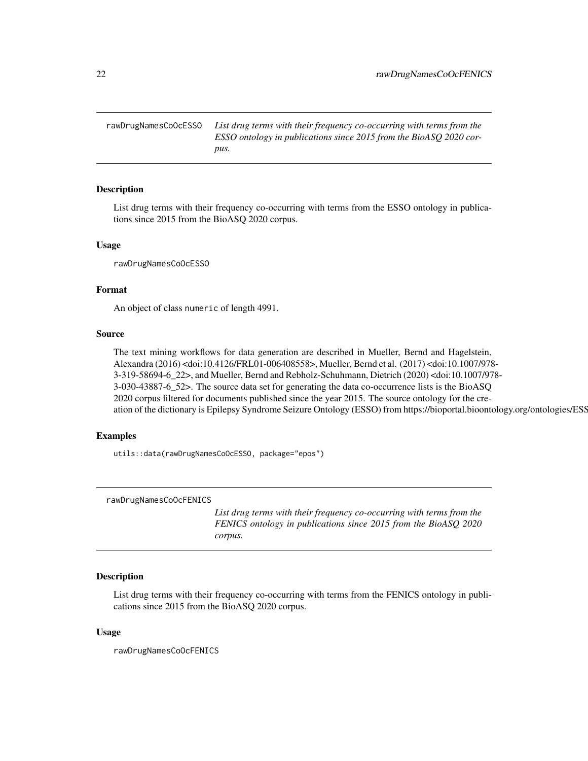## rawDrugNamesCoOcESSO

*List drug terms with their frequency co-occurring with terms from the ESSO ontology in publications since 2015 from the BioASQ 2020 corpus.*

### Description

List drug terms with their frequency co-occurring with terms from the ESSO ontology in publications since 2015 from the BioASQ 2020 corpus.

### Usage

```
rawDrugNamesCoOcESSO
```

### Format

An object of class numeric of length 4991.

### Source

The text mining workflows for data generation are described in Mueller, Bernd and Hagelstein, Alexandra (2016) <doi:10.4126/FRL01-006408558>, Mueller, Bernd et al. (2017) <doi:10.1007/978-3-319-58694-6_22>, and Mueller, Bernd and Rebholz-Schuhmann, Dietrich (2020) <doi:10.1007/978-3-030-43887-6_52>. The source data set for generating the data co-occurrence lists is the BioASQ 2020 corpus filtered for documents published since the year 2015. The source ontology for the creation of the dictionary is Epilepsy Syndrome Seizure Ontology (ESSO) from https://bioportal.bioontology.org/ontologies/ESS

### Examples

```
utils::data(rawDrugNamesCoOcESSO, package="epos")
```

## rawDrugNamesCoOcFENICS

*List drug terms with their frequency co-occurring with terms from the FENICS ontology in publications since 2015 from the BioASQ 2020 corpus.*

### Description

List drug terms with their frequency co-occurring with terms from the FENICS ontology in publications since 2015 from the BioASQ 2020 corpus.

### Usage

```
rawDrugNamesCoOcFENICS
```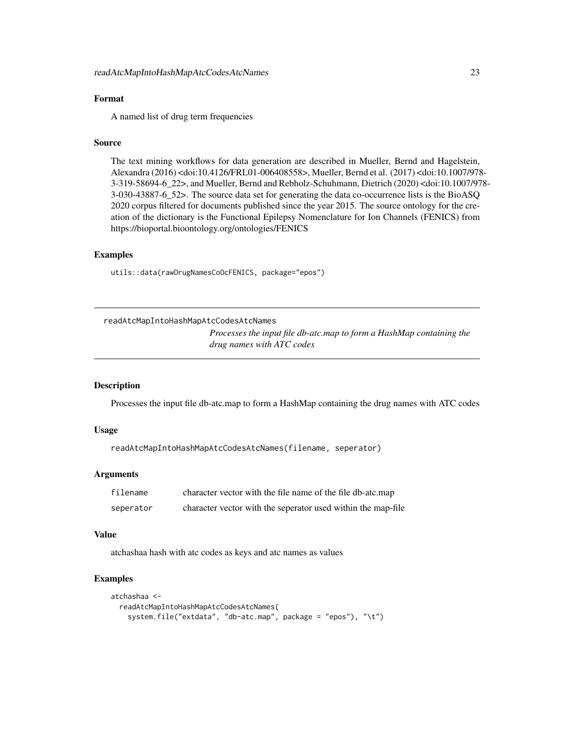### Format

A named list of drug term frequencies

### Source

The text mining workflows for data generation are described in Mueller, Bernd and Hagelstein, Alexandra (2016) <doi:10.4126/FRL01-006408558>, Mueller, Bernd et al. (2017) <doi:10.1007/978-3-319-58694-6_22>, and Mueller, Bernd and Rebholz-Schuhmann, Dietrich (2020) <doi:10.1007/978-3-030-43887-6_52>. The source data set for generating the data co-occurrence lists is the BioASQ 2020 corpus filtered for documents published since the year 2015. The source ontology for the creation of the dictionary is the Functional Epilepsy Nomenclature for Ion Channels (FENICS) from https://bioportal.bioontology.org/ontologies/FENICS

### Examples

```
utils::data(rawDrugNamesCoOcFENICS, package="epos")
```

---

## readAtcMapIntoHashMapAtcCodesAtcNames

*Processes the input file db-atc.map to form a HashMap containing the drug names with ATC codes*

---

### Description

Processes the input file db-atc.map to form a HashMap containing the drug names with ATC codes

### Usage

```
readAtcMapIntoHashMapAtcCodesAtcNames(filename, seperator)
```

### Arguments

| | |
|---|---|
| filename | character vector with the file name of the file db-atc.map |
| seperator | character vector with the seperator used within the map-file |

### Value

atchashaa hash with atc codes as keys and atc names as values

### Examples

```
atchashaa <-
  readAtcMapIntoHashMapAtcCodesAtcNames(
    system.file("extdata", "db-atc.map", package = "epos"), "\t")
```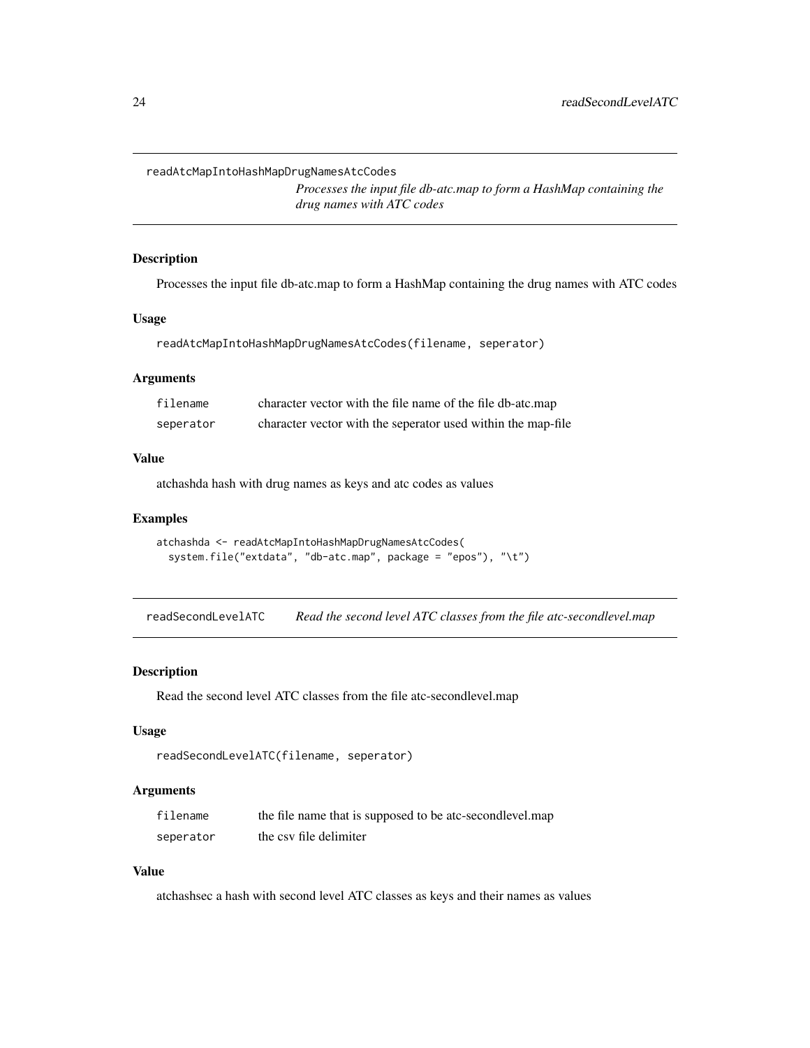## readAtcMapIntoHashMapDrugNamesAtcCodes

*Processes the input file db-atc.map to form a HashMap containing the drug names with ATC codes*

### Description

Processes the input file db-atc.map to form a HashMap containing the drug names with ATC codes

### Usage

```
readAtcMapIntoHashMapDrugNamesAtcCodes(filename, seperator)
```

### Arguments

| | |
|---|---|
| filename | character vector with the file name of the file db-atc.map |
| seperator | character vector with the seperator used within the map-file |

### Value

atchashda hash with drug names as keys and atc codes as values

### Examples

```
atchashda <- readAtcMapIntoHashMapDrugNamesAtcCodes(
  system.file("extdata", "db-atc.map", package = "epos"), "\t")
```

## readSecondLevelATC

*Read the second level ATC classes from the file atc-secondlevel.map*

### Description

Read the second level ATC classes from the file atc-secondlevel.map

### Usage

```
readSecondLevelATC(filename, seperator)
```

### Arguments

| | |
|---|---|
| filename | the file name that is supposed to be atc-secondlevel.map |
| seperator | the csv file delimiter |

### Value

atchashsec a hash with second level ATC classes as keys and their names as values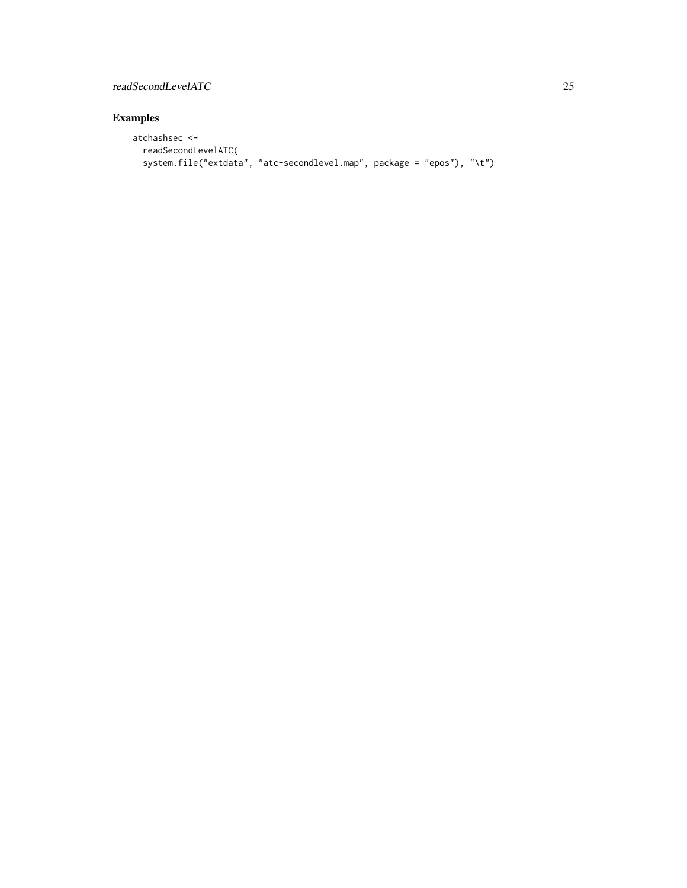## Examples

```
atchashsec <-
  readSecondLevelATC(
  system.file("extdata", "atc-secondlevel.map", package = "epos"), "\t")
```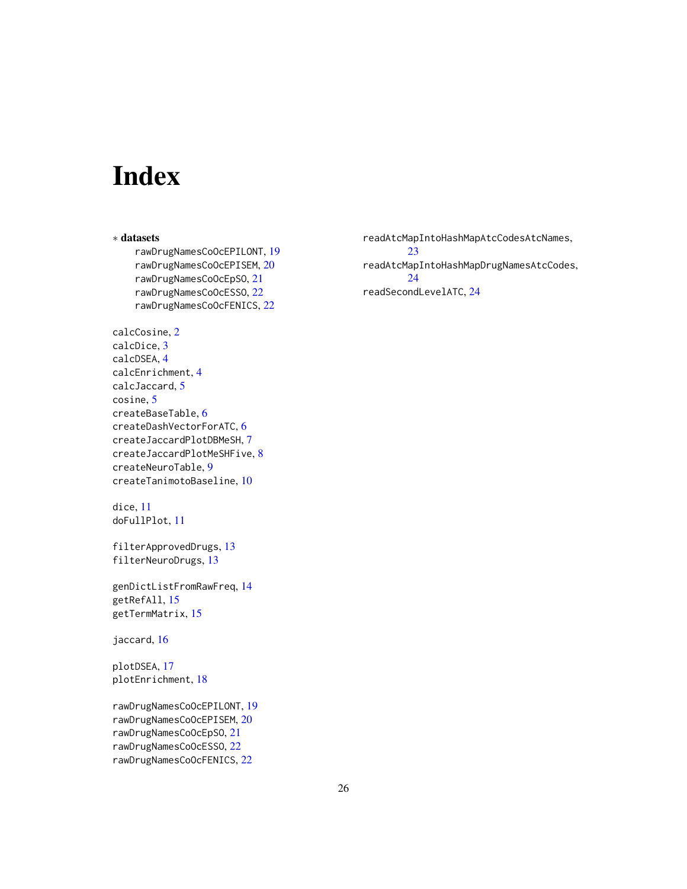# Index

∗ **datasets**

- rawDrugNamesCoOcEPILONT, 19
- rawDrugNamesCoOcEPISEM, 20
- rawDrugNamesCoOcEpSO, 21
- rawDrugNamesCoOcESSO, 22
- rawDrugNamesCoOcFENICS, 22

calcCosine, 2
calcDice, 3
calcDSEA, 4
calcEnrichment, 4
calcJaccard, 5
cosine, 5
createBaseTable, 6
createDashVectorForATC, 6
createJaccardPlotDBMeSH, 7
createJaccardPlotMeSHFive, 8
createNeuroTable, 9
createTanimotoBaseline, 10

dice, 11
doFullPlot, 11

filterApprovedDrugs, 13
filterNeuroDrugs, 13

genDictListFromRawFreq, 14
getRefAll, 15
getTermMatrix, 15

jaccard, 16

plotDSEA, 17
plotEnrichment, 18

rawDrugNamesCoOcEPILONT, 19
rawDrugNamesCoOcEPISEM, 20
rawDrugNamesCoOcEpSO, 21
rawDrugNamesCoOcESSO, 22
rawDrugNamesCoOcFENICS, 22
readAtcMapIntoHashMapAtcCodesAtcNames, 23
readAtcMapIntoHashMapDrugNamesAtcCodes, 24
readSecondLevelATC, 24